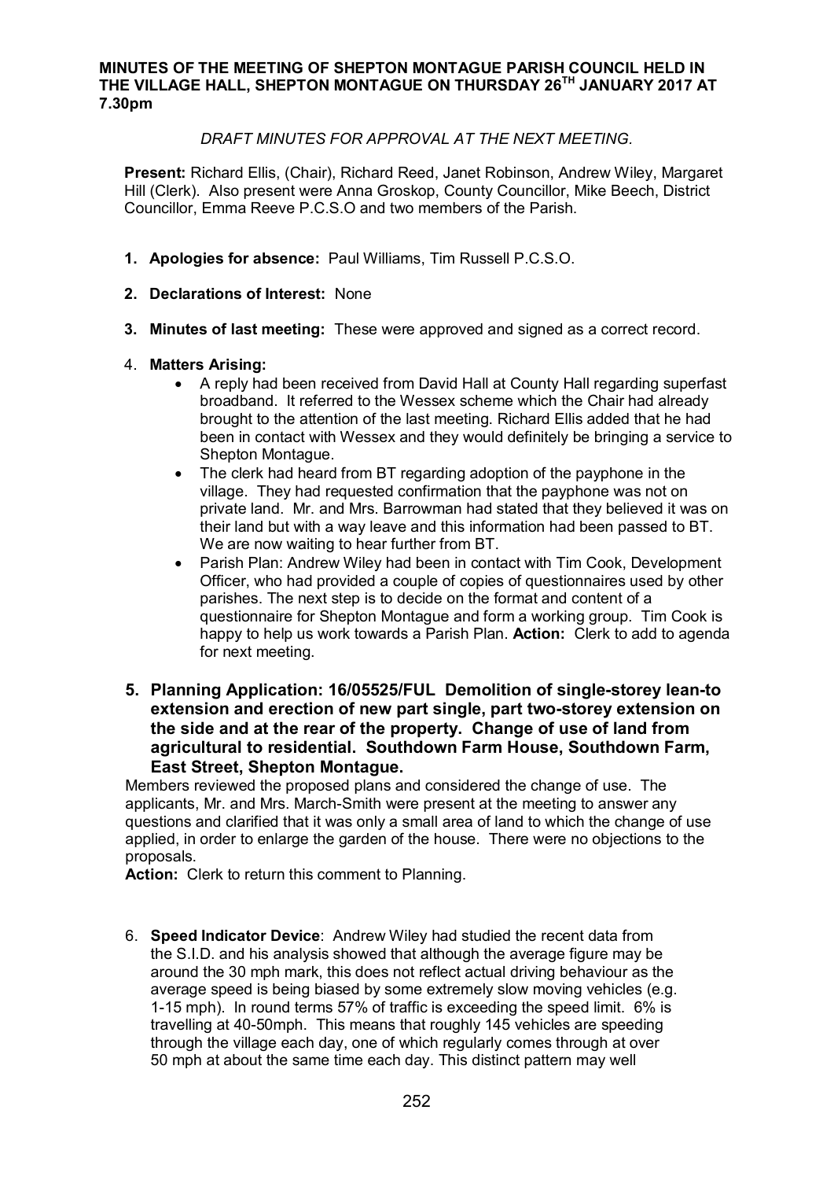**MINUTES OF THE MEETING OF SHEPTON MONTAGUE PARISH COUNCIL HELD IN THE VILLAGE HALL, SHEPTON MONTAGUE ON THURSDAY 26TH JANUARY 2017 AT 7.30pm**

*DRAFT MINUTES FOR APPROVAL AT THE NEXT MEETING.*

**Present:** Richard Ellis, (Chair), Richard Reed, Janet Robinson, Andrew Wiley, Margaret Hill (Clerk). Also present were Anna Groskop, County Councillor, Mike Beech, District Councillor, Emma Reeve P.C.S.O and two members of the Parish.

1. **Apologies for absence:** Paul Williams, Tim Russell P.C.S.O.

2. **Declarations of Interest:** None

3. **Minutes of last meeting:** These were approved and signed as a correct record.

4. **Matters Arising:**
   - A reply had been received from David Hall at County Hall regarding superfast broadband. It referred to the Wessex scheme which the Chair had already brought to the attention of the last meeting. Richard Ellis added that he had been in contact with Wessex and they would definitely be bringing a service to Shepton Montague.
   - The clerk had heard from BT regarding adoption of the payphone in the village. They had requested confirmation that the payphone was not on private land. Mr. and Mrs. Barrowman had stated that they believed it was on their land but with a way leave and this information had been passed to BT. We are now waiting to hear further from BT.
   - Parish Plan: Andrew Wiley had been in contact with Tim Cook, Development Officer, who had provided a couple of copies of questionnaires used by other parishes. The next step is to decide on the format and content of a questionnaire for Shepton Montague and form a working group. Tim Cook is happy to help us work towards a Parish Plan. **Action:** Clerk to add to agenda for next meeting.

5. **Planning Application: 16/05525/FUL Demolition of single-storey lean-to extension and erection of new part single, part two-storey extension on the side and at the rear of the property. Change of use of land from agricultural to residential. Southdown Farm House, Southdown Farm, East Street, Shepton Montague.**

Members reviewed the proposed plans and considered the change of use. The applicants, Mr. and Mrs. March-Smith were present at the meeting to answer any questions and clarified that it was only a small area of land to which the change of use applied, in order to enlarge the garden of the house. There were no objections to the proposals.

**Action:** Clerk to return this comment to Planning.

6. **Speed Indicator Device**: Andrew Wiley had studied the recent data from the S.I.D. and his analysis showed that although the average figure may be around the 30 mph mark, this does not reflect actual driving behaviour as the average speed is being biased by some extremely slow moving vehicles (e.g. 1-15 mph). In round terms 57% of traffic is exceeding the speed limit. 6% is travelling at 40-50mph. This means that roughly 145 vehicles are speeding through the village each day, one of which regularly comes through at over 50 mph at about the same time each day. This distinct pattern may well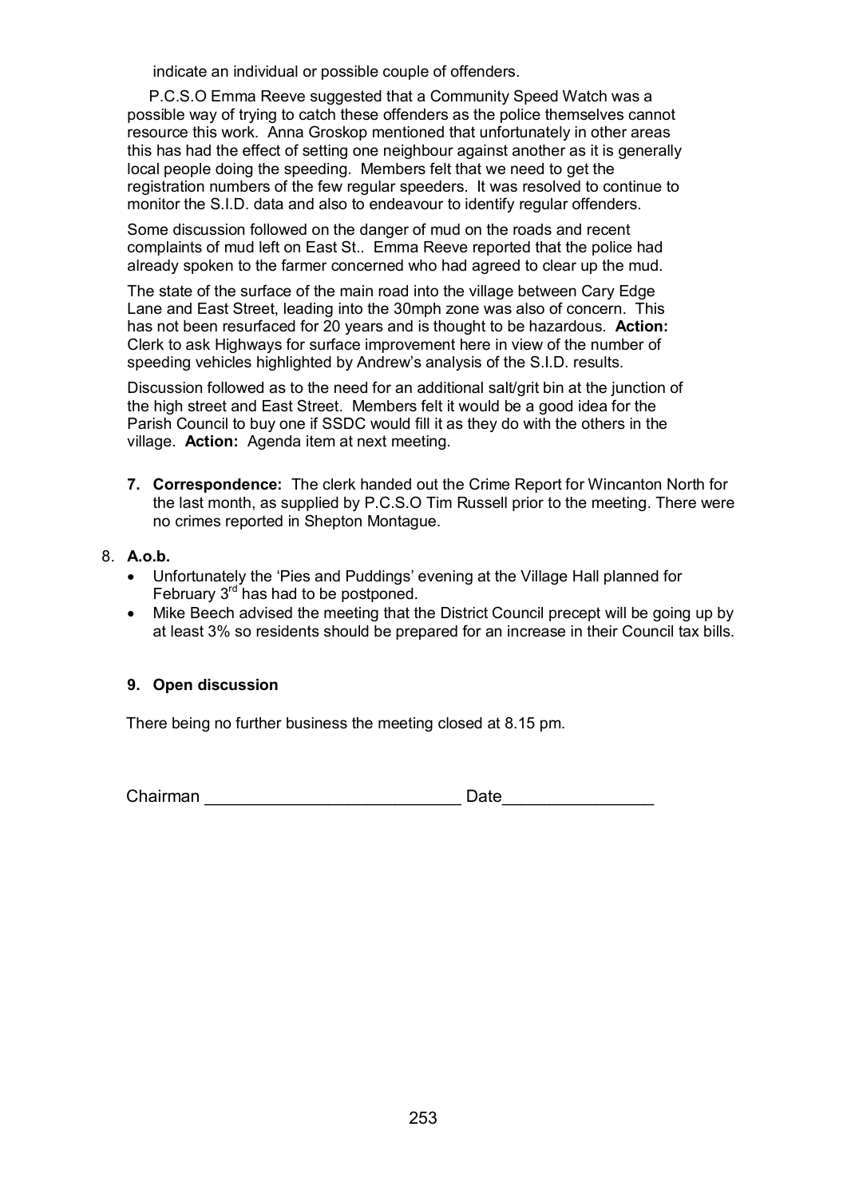indicate an individual or possible couple of offenders.

P.C.S.O Emma Reeve suggested that a Community Speed Watch was a possible way of trying to catch these offenders as the police themselves cannot resource this work. Anna Groskop mentioned that unfortunately in other areas this has had the effect of setting one neighbour against another as it is generally local people doing the speeding. Members felt that we need to get the registration numbers of the few regular speeders. It was resolved to continue to monitor the S.I.D. data and also to endeavour to identify regular offenders.

Some discussion followed on the danger of mud on the roads and recent complaints of mud left on East St.. Emma Reeve reported that the police had already spoken to the farmer concerned who had agreed to clear up the mud.

The state of the surface of the main road into the village between Cary Edge Lane and East Street, leading into the 30mph zone was also of concern. This has not been resurfaced for 20 years and is thought to be hazardous. **Action:** Clerk to ask Highways for surface improvement here in view of the number of speeding vehicles highlighted by Andrew's analysis of the S.I.D. results.

Discussion followed as to the need for an additional salt/grit bin at the junction of the high street and East Street. Members felt it would be a good idea for the Parish Council to buy one if SSDC would fill it as they do with the others in the village. **Action:** Agenda item at next meeting.

7. **Correspondence:** The clerk handed out the Crime Report for Wincanton North for the last month, as supplied by P.C.S.O Tim Russell prior to the meeting. There were no crimes reported in Shepton Montague.

8. **A.o.b.**
   - Unfortunately the 'Pies and Puddings' evening at the Village Hall planned for February 3rd has had to be postponed.
   - Mike Beech advised the meeting that the District Council precept will be going up by at least 3% so residents should be prepared for an increase in their Council tax bills.

9. **Open discussion**

There being no further business the meeting closed at 8.15 pm.

Chairman ___________________________ Date________________